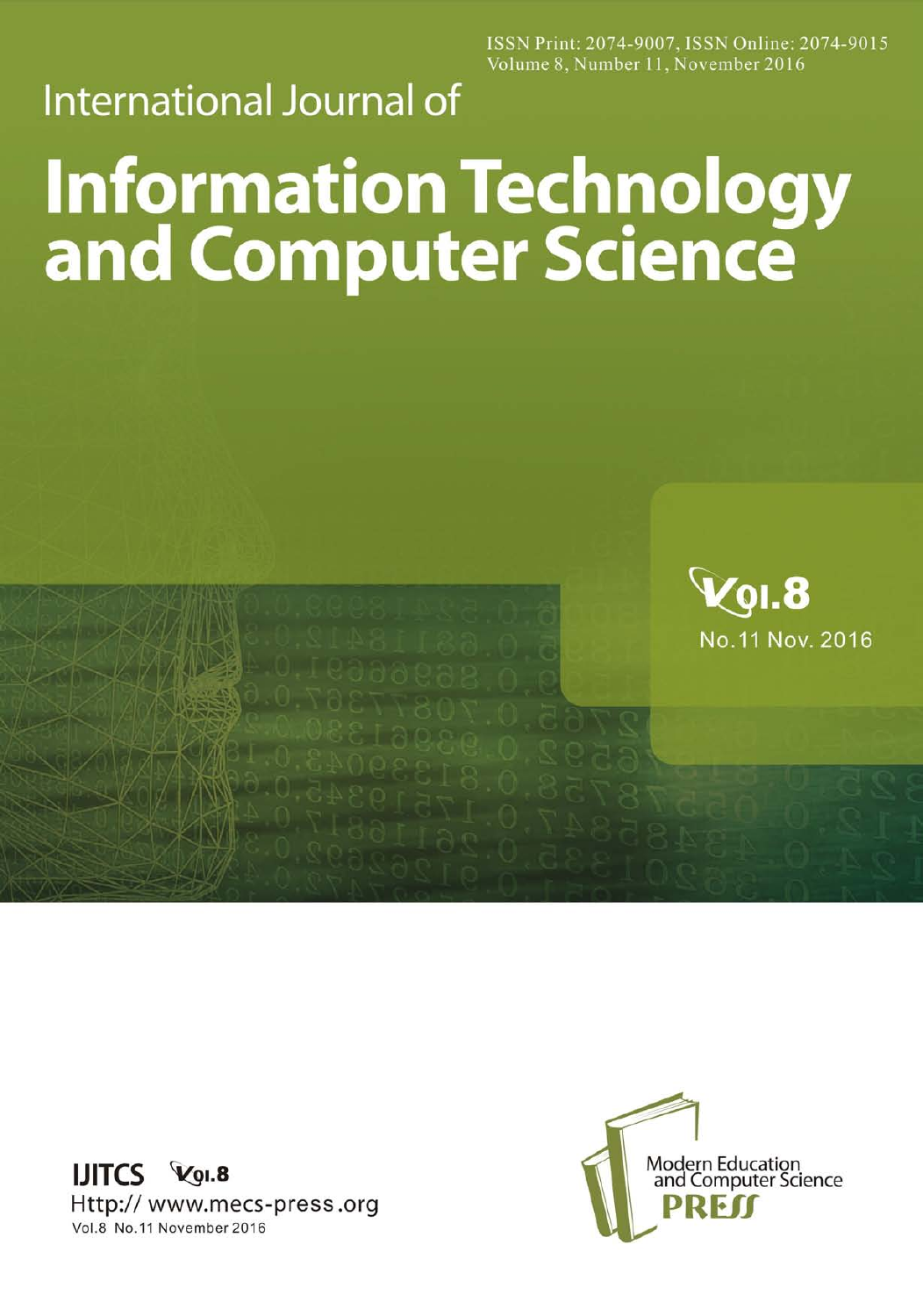ISSN Print: 2074-9007, ISSN Online: 2074-9015
Volume 8, Number 11, November 2016

International Journal of

# Information Technology and Computer Science

Vol.8
No.11 Nov. 2016

**IJITCS** Vol.8
Http:// www.mecs-press.org
Vol.8 No.11 November 2016

Modern Education and Computer Science
**PRESS**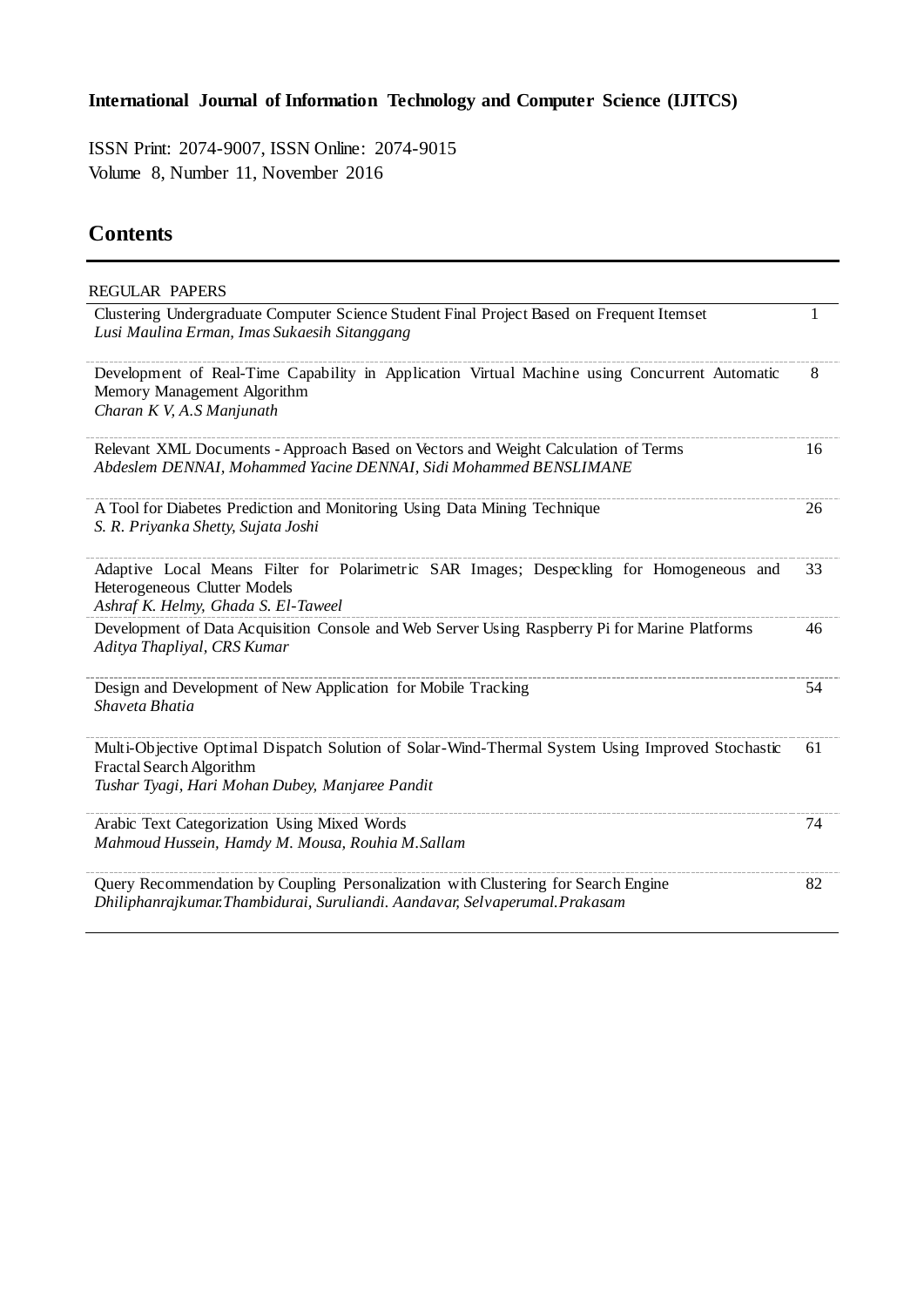**International Journal of Information Technology and Computer Science (IJITCS)**

ISSN Print: 2074-9007, ISSN Online: 2074-9015
Volume 8, Number 11, November 2016

## Contents

REGULAR PAPERS

| | |
|---|---|
| Clustering Undergraduate Computer Science Student Final Project Based on Frequent Itemset<br>*Lusi Maulina Erman, Imas Sukaesih Sitanggang* | 1 |
| Development of Real-Time Capability in Application Virtual Machine using Concurrent Automatic Memory Management Algorithm<br>*Charan K V, A.S Manjunath* | 8 |
| Relevant XML Documents - Approach Based on Vectors and Weight Calculation of Terms<br>*Abdeslem DENNAI, Mohammed Yacine DENNAI, Sidi Mohammed BENSLIMANE* | 16 |
| A Tool for Diabetes Prediction and Monitoring Using Data Mining Technique<br>*S. R. Priyanka Shetty, Sujata Joshi* | 26 |
| Adaptive Local Means Filter for Polarimetric SAR Images; Despeckling for Homogeneous and Heterogeneous Clutter Models<br>*Ashraf K. Helmy, Ghada S. El-Taweel* | 33 |
| Development of Data Acquisition Console and Web Server Using Raspberry Pi for Marine Platforms<br>*Aditya Thapliyal, CRS Kumar* | 46 |
| Design and Development of New Application for Mobile Tracking<br>*Shaveta Bhatia* | 54 |
| Multi-Objective Optimal Dispatch Solution of Solar-Wind-Thermal System Using Improved Stochastic Fractal Search Algorithm<br>*Tushar Tyagi, Hari Mohan Dubey, Manjaree Pandit* | 61 |
| Arabic Text Categorization Using Mixed Words<br>*Mahmoud Hussein, Hamdy M. Mousa, Rouhia M.Sallam* | 74 |
| Query Recommendation by Coupling Personalization with Clustering for Search Engine<br>*Dhiliphanrajkumar.Thambidurai, Suruliandi. Aandavar, Selvaperumal.Prakasam* | 82 |